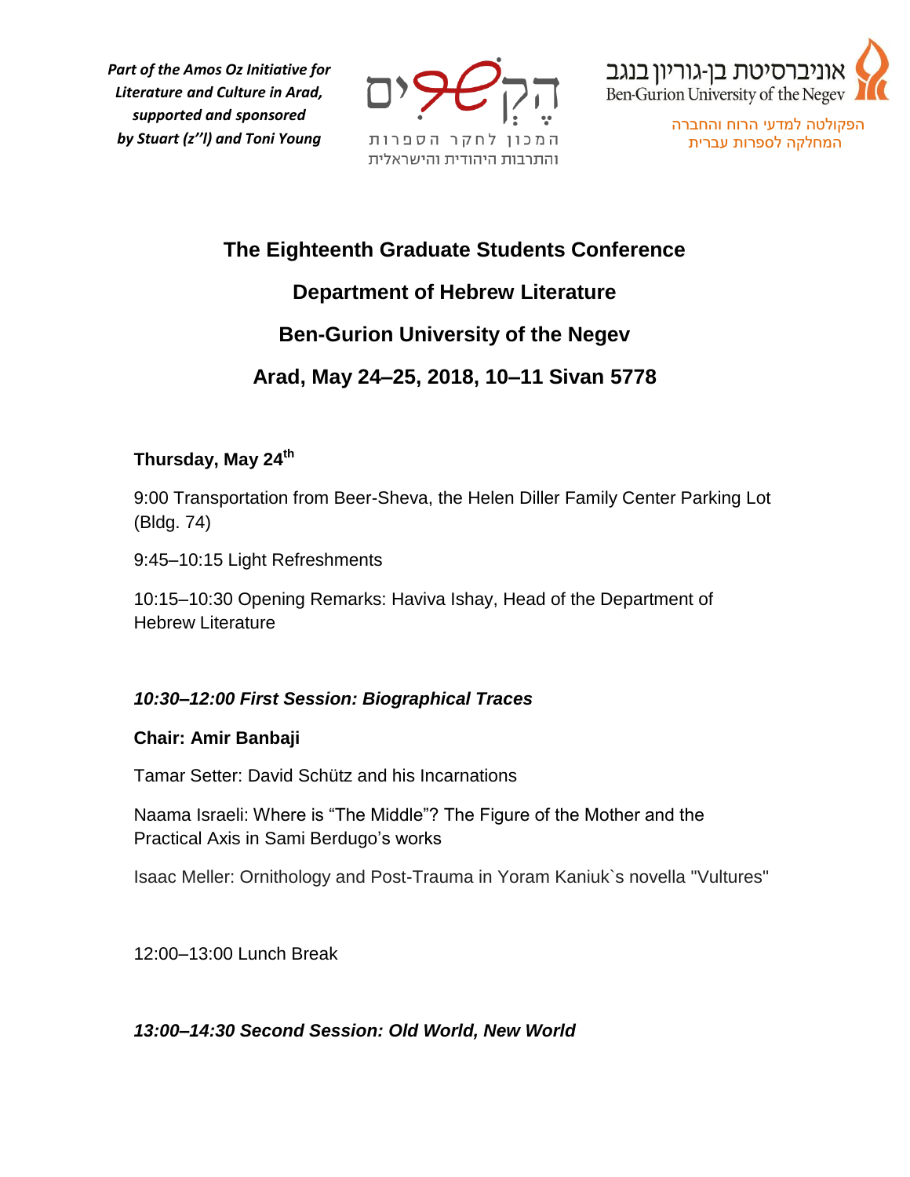*Part of the Amos Oz Initiative for Literature and Culture in Arad, supported and sponsored by Stuart (z"l) and Toni Young*

הקשים
המכון לחקר הספרות והתרבות היהודית והישראלית

אוניברסיטת בן-גוריון בנגב
Ben-Gurion University of the Negev
הפקולטה למדעי הרוח והחברה
המחלקה לספרות עברית

# The Eighteenth Graduate Students Conference

## Department of Hebrew Literature

## Ben-Gurion University of the Negev

## Arad, May 24–25, 2018, 10–11 Sivan 5778

### Thursday, May 24th

9:00 Transportation from Beer-Sheva, the Helen Diller Family Center Parking Lot (Bldg. 74)

9:45–10:15 Light Refreshments

10:15–10:30 Opening Remarks: Haviva Ishay, Head of the Department of Hebrew Literature

***10:30–12:00 First Session: Biographical Traces***

**Chair: Amir Banbaji**

Tamar Setter: David Schütz and his Incarnations

Naama Israeli: Where is "The Middle"? The Figure of the Mother and the Practical Axis in Sami Berdugo's works

Isaac Meller: Ornithology and Post-Trauma in Yoram Kaniuk`s novella "Vultures"

12:00–13:00 Lunch Break

***13:00–14:30 Second Session: Old World, New World***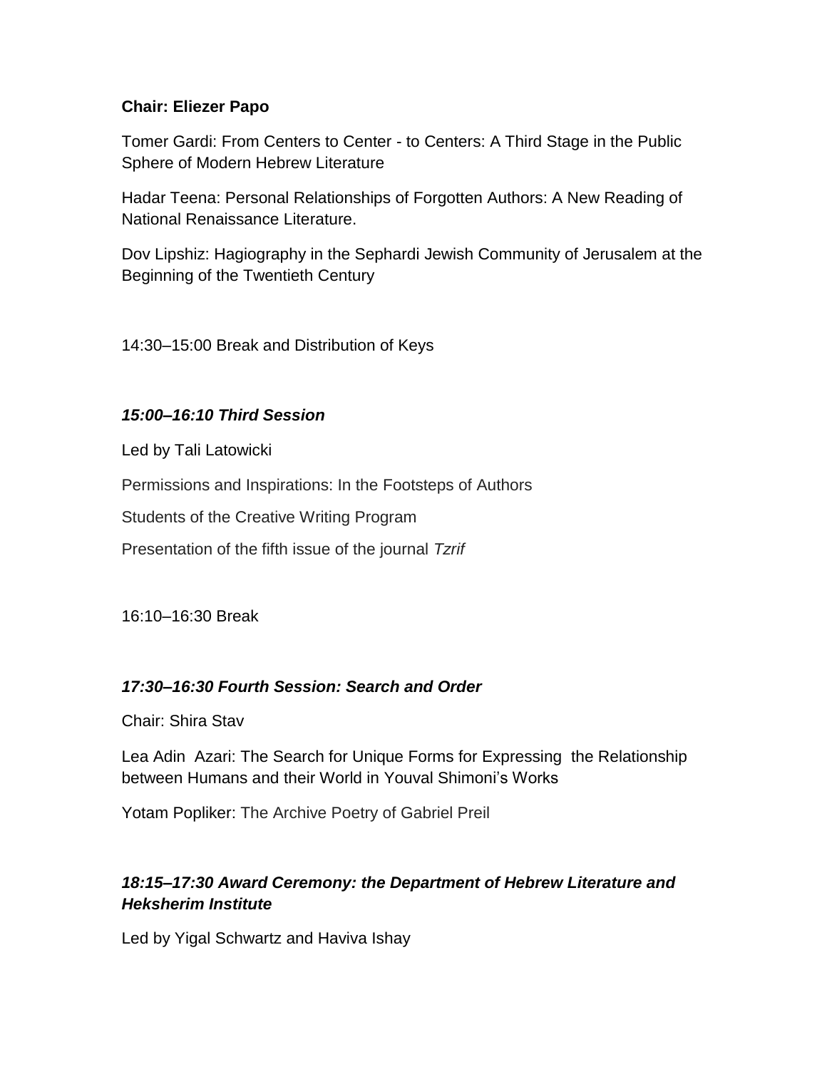**Chair: Eliezer Papo**

Tomer Gardi: From Centers to Center - to Centers: A Third Stage in the Public Sphere of Modern Hebrew Literature

Hadar Teena: Personal Relationships of Forgotten Authors: A New Reading of National Renaissance Literature.

Dov Lipshiz: Hagiography in the Sephardi Jewish Community of Jerusalem at the Beginning of the Twentieth Century

14:30–15:00 Break and Distribution of Keys

***15:00–16:10 Third Session***

Led by Tali Latowicki

Permissions and Inspirations: In the Footsteps of Authors

Students of the Creative Writing Program

Presentation of the fifth issue of the journal *Tzrif*

16:10–16:30 Break

***17:30–16:30 Fourth Session: Search and Order***

Chair: Shira Stav

Lea Adin Azari: The Search for Unique Forms for Expressing the Relationship between Humans and their World in Youval Shimoni's Works

Yotam Popliker: The Archive Poetry of Gabriel Preil

***18:15–17:30 Award Ceremony: the Department of Hebrew Literature and Heksherim Institute***

Led by Yigal Schwartz and Haviva Ishay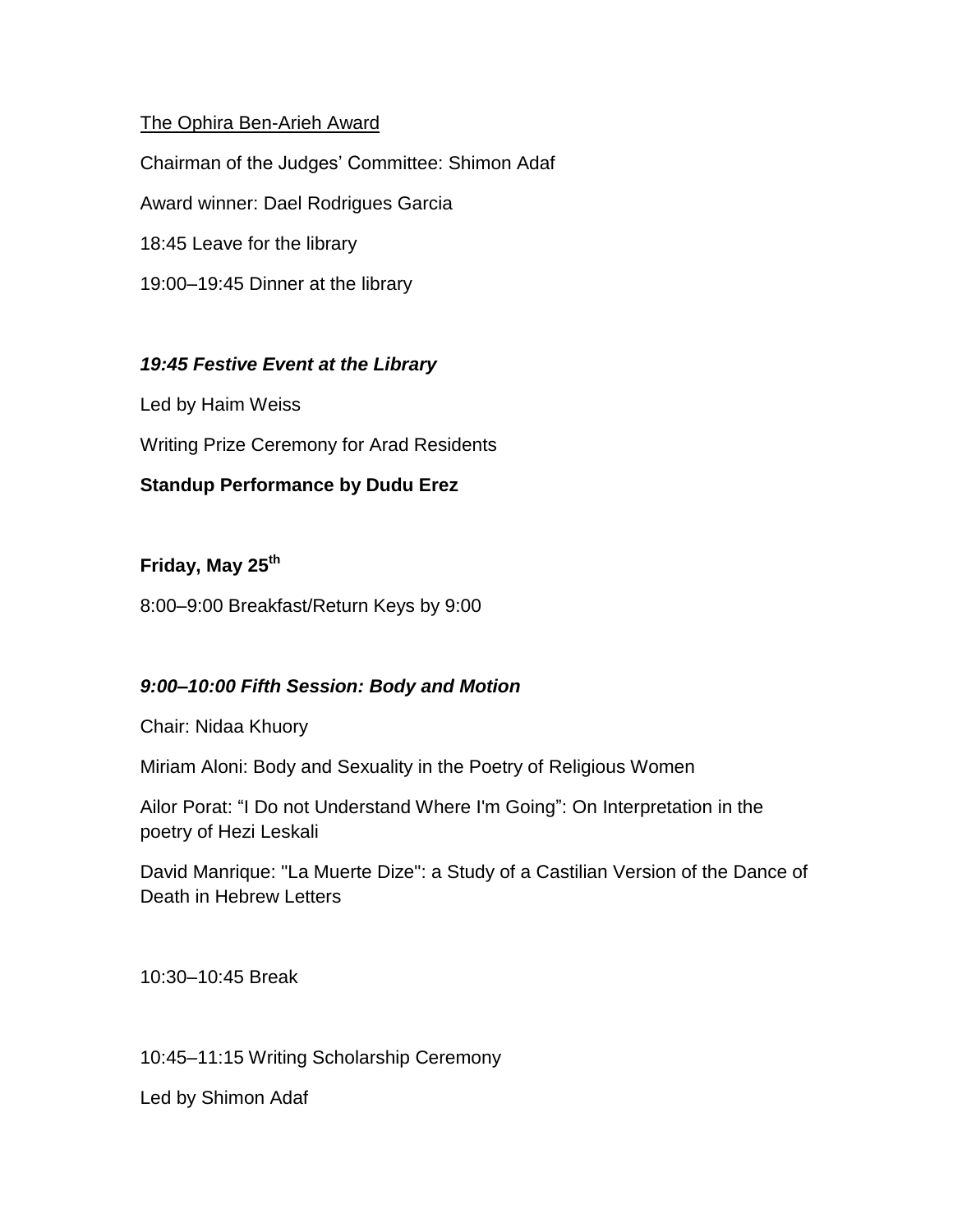<u>The Ophira Ben-Arieh Award</u>

Chairman of the Judges' Committee: Shimon Adaf

Award winner: Dael Rodrigues Garcia

18:45 Leave for the library

19:00–19:45 Dinner at the library

***19:45 Festive Event at the Library***

Led by Haim Weiss

Writing Prize Ceremony for Arad Residents

**Standup Performance by Dudu Erez**

**Friday, May 25th**

8:00–9:00 Breakfast/Return Keys by 9:00

***9:00–10:00 Fifth Session: Body and Motion***

Chair: Nidaa Khuory

Miriam Aloni: Body and Sexuality in the Poetry of Religious Women

Ailor Porat: "I Do not Understand Where I'm Going": On Interpretation in the poetry of Hezi Leskali

David Manrique: "La Muerte Dize": a Study of a Castilian Version of the Dance of Death in Hebrew Letters

10:30–10:45 Break

10:45–11:15 Writing Scholarship Ceremony

Led by Shimon Adaf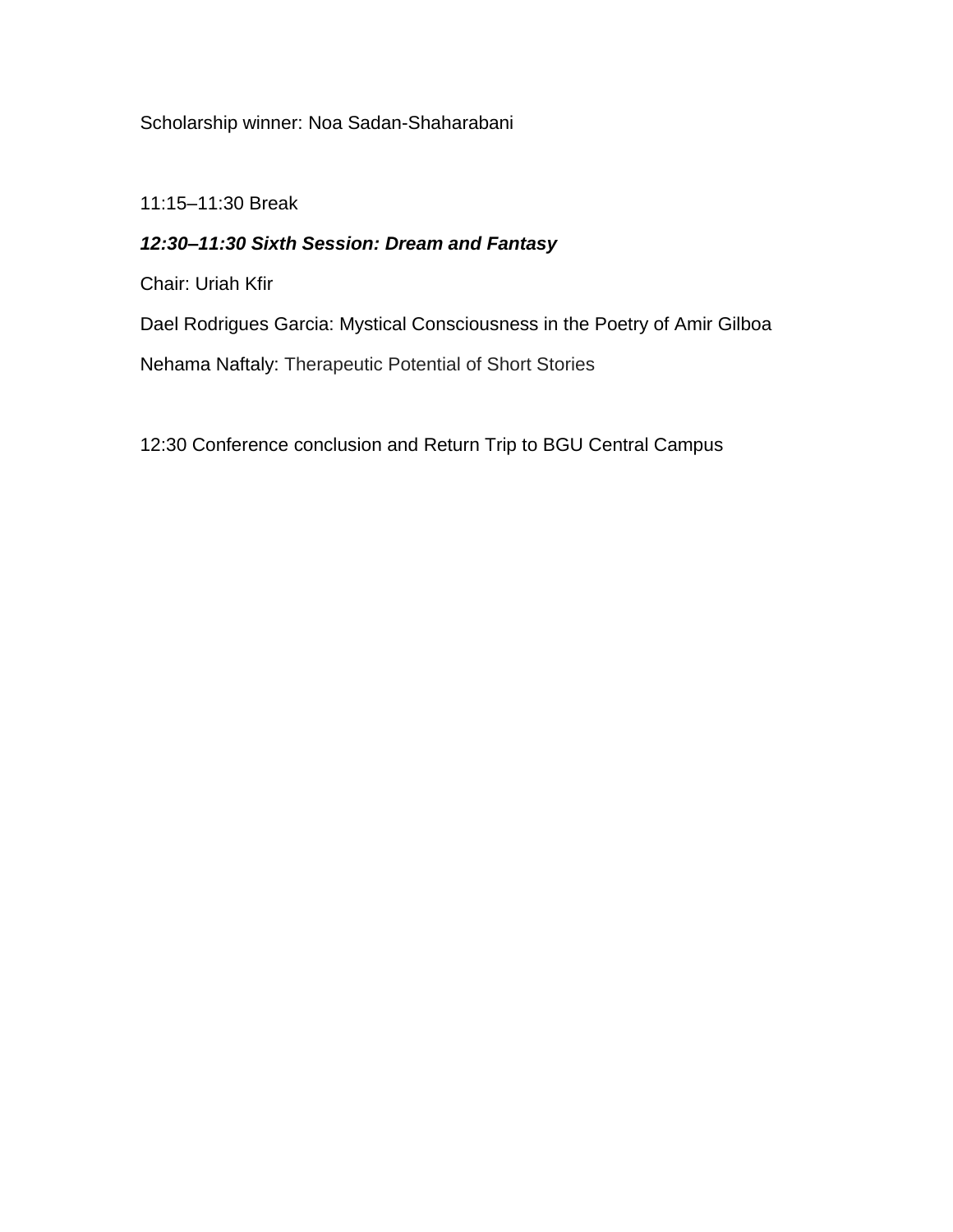Scholarship winner: Noa Sadan-Shaharabani

11:15–11:30 Break

***12:30–11:30 Sixth Session: Dream and Fantasy***

Chair: Uriah Kfir

Dael Rodrigues Garcia: Mystical Consciousness in the Poetry of Amir Gilboa

Nehama Naftaly: Therapeutic Potential of Short Stories

12:30 Conference conclusion and Return Trip to BGU Central Campus